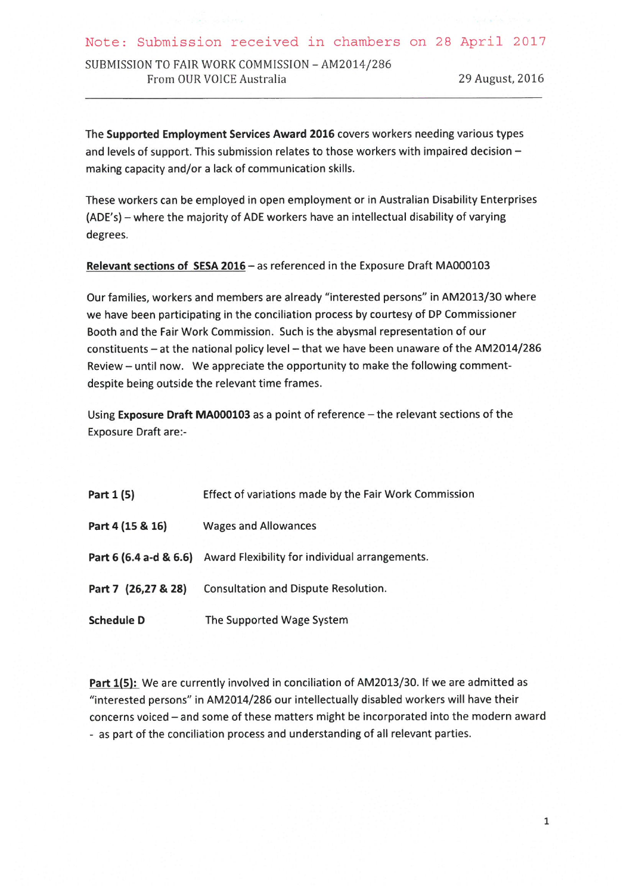Note: Submission received in chambers on 28 April 2017

SUBMISSION TO FAIR WORK COMMISSION – AM2014/286
From OUR VOICE Australia — 29 August, 2016

---

The **Supported Employment Services Award 2016** covers workers needing various types and levels of support. This submission relates to those workers with impaired decision – making capacity and/or a lack of communication skills.

These workers can be employed in open employment or in Australian Disability Enterprises (ADE's) – where the majority of ADE workers have an intellectual disability of varying degrees.

**Relevant sections of SESA 2016** – as referenced in the Exposure Draft MA000103

Our families, workers and members are already "interested persons" in AM2013/30 where we have been participating in the conciliation process by courtesy of DP Commissioner Booth and the Fair Work Commission. Such is the abysmal representation of our constituents – at the national policy level – that we have been unaware of the AM2014/286 Review – until now. We appreciate the opportunity to make the following comment- despite being outside the relevant time frames.

Using **Exposure Draft MA000103** as a point of reference – the relevant sections of the Exposure Draft are:-

| | |
|---|---|
| **Part 1 (5)** | Effect of variations made by the Fair Work Commission |
| **Part 4 (15 & 16)** | Wages and Allowances |
| **Part 6 (6.4 a-d & 6.6)** | Award Flexibility for individual arrangements. |
| **Part 7 (26,27 & 28)** | Consultation and Dispute Resolution. |
| **Schedule D** | The Supported Wage System |

**Part 1(5):** We are currently involved in conciliation of AM2013/30. If we are admitted as "interested persons" in AM2014/286 our intellectually disabled workers will have their concerns voiced – and some of these matters might be incorporated into the modern award - as part of the conciliation process and understanding of all relevant parties.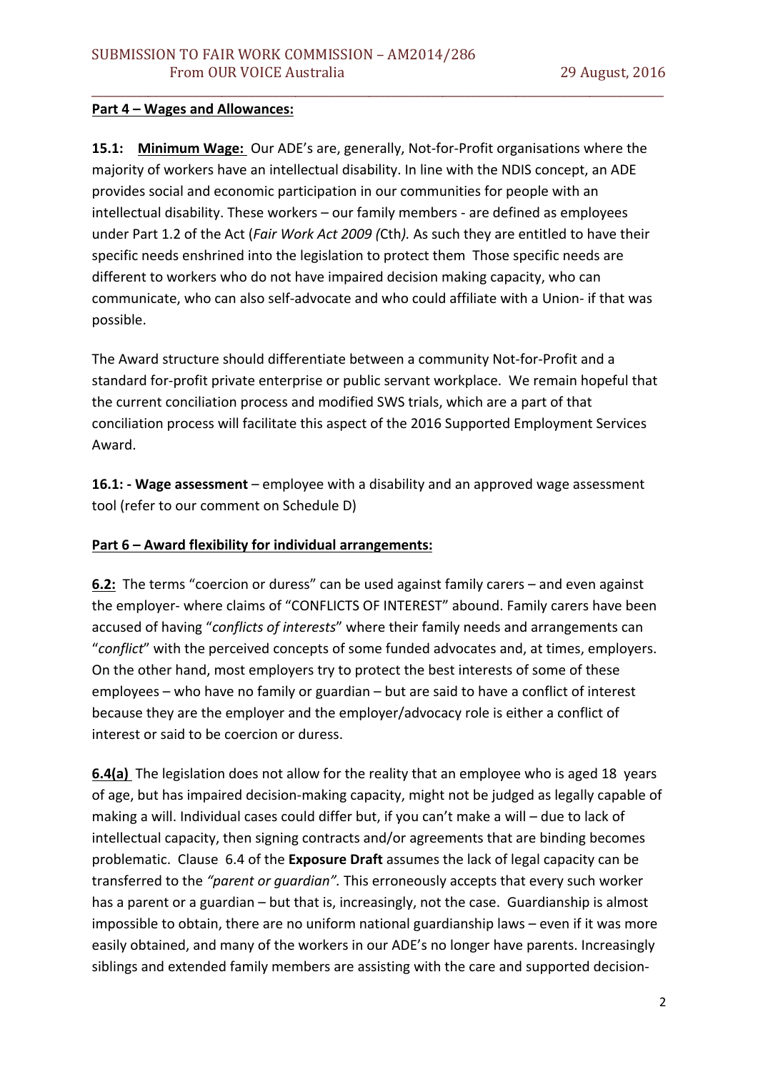**Part 4 – Wages and Allowances:**

**15.1: Minimum Wage:** Our ADE's are, generally, Not-for-Profit organisations where the majority of workers have an intellectual disability. In line with the NDIS concept, an ADE provides social and economic participation in our communities for people with an intellectual disability. These workers – our family members - are defined as employees under Part 1.2 of the Act (*Fair Work Act 2009 (*Cth*).* As such they are entitled to have their specific needs enshrined into the legislation to protect them Those specific needs are different to workers who do not have impaired decision making capacity, who can communicate, who can also self-advocate and who could affiliate with a Union- if that was possible.

The Award structure should differentiate between a community Not-for-Profit and a standard for-profit private enterprise or public servant workplace. We remain hopeful that the current conciliation process and modified SWS trials, which are a part of that conciliation process will facilitate this aspect of the 2016 Supported Employment Services Award.

**16.1: - Wage assessment** – employee with a disability and an approved wage assessment tool (refer to our comment on Schedule D)

**Part 6 – Award flexibility for individual arrangements:**

**6.2:** The terms "coercion or duress" can be used against family carers – and even against the employer- where claims of "CONFLICTS OF INTEREST" abound. Family carers have been accused of having "*conflicts of interests*" where their family needs and arrangements can "*conflict*" with the perceived concepts of some funded advocates and, at times, employers. On the other hand, most employers try to protect the best interests of some of these employees – who have no family or guardian – but are said to have a conflict of interest because they are the employer and the employer/advocacy role is either a conflict of interest or said to be coercion or duress.

**6.4(a)** The legislation does not allow for the reality that an employee who is aged 18 years of age, but has impaired decision-making capacity, might not be judged as legally capable of making a will. Individual cases could differ but, if you can't make a will – due to lack of intellectual capacity, then signing contracts and/or agreements that are binding becomes problematic. Clause 6.4 of the **Exposure Draft** assumes the lack of legal capacity can be transferred to the *"parent or guardian".* This erroneously accepts that every such worker has a parent or a guardian – but that is, increasingly, not the case. Guardianship is almost impossible to obtain, there are no uniform national guardianship laws – even if it was more easily obtained, and many of the workers in our ADE's no longer have parents. Increasingly siblings and extended family members are assisting with the care and supported decision-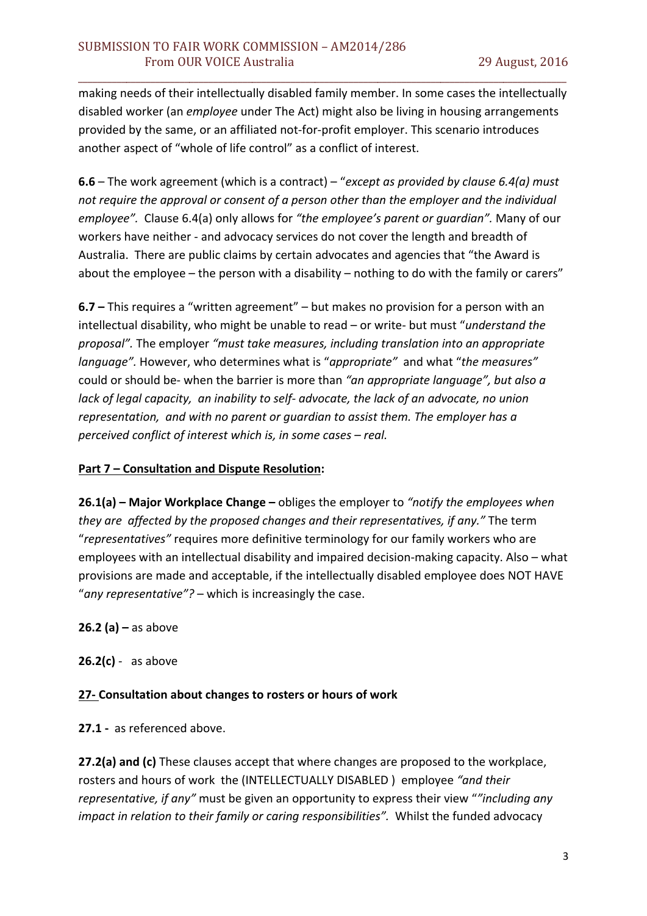making needs of their intellectually disabled family member. In some cases the intellectually disabled worker (an *employee* under The Act) might also be living in housing arrangements provided by the same, or an affiliated not-for-profit employer. This scenario introduces another aspect of "whole of life control" as a conflict of interest.

**6.6** – The work agreement (which is a contract) – "*except as provided by clause 6.4(a) must not require the approval or consent of a person other than the employer and the individual employee".* Clause 6.4(a) only allows for *"the employee's parent or guardian".* Many of our workers have neither - and advocacy services do not cover the length and breadth of Australia. There are public claims by certain advocates and agencies that "the Award is about the employee – the person with a disability – nothing to do with the family or carers"

**6.7 –** This requires a "written agreement" – but makes no provision for a person with an intellectual disability, who might be unable to read – or write- but must "*understand the proposal".* The employer *"must take measures, including translation into an appropriate language".* However, who determines what is "*appropriate"* and what "*the measures"* could or should be- when the barrier is more than *"an appropriate language", but also a lack of legal capacity, an inability to self- advocate, the lack of an advocate, no union representation, and with no parent or guardian to assist them. The employer has a perceived conflict of interest which is, in some cases – real.*

**Part 7 – Consultation and Dispute Resolution:**

**26.1(a) – Major Workplace Change –** obliges the employer to *"notify the employees when they are affected by the proposed changes and their representatives, if any."* The term "*representatives"* requires more definitive terminology for our family workers who are employees with an intellectual disability and impaired decision-making capacity. Also – what provisions are made and acceptable, if the intellectually disabled employee does NOT HAVE "*any representative"?* – which is increasingly the case.

**26.2 (a) –** as above

**26.2(c)** - as above

**27- Consultation about changes to rosters or hours of work**

**27.1 -** as referenced above.

**27.2(a) and (c)** These clauses accept that where changes are proposed to the workplace, rosters and hours of work the (INTELLECTUALLY DISABLED ) employee *"and their representative, if any"* must be given an opportunity to express their view "*"including any impact in relation to their family or caring responsibilities".* Whilst the funded advocacy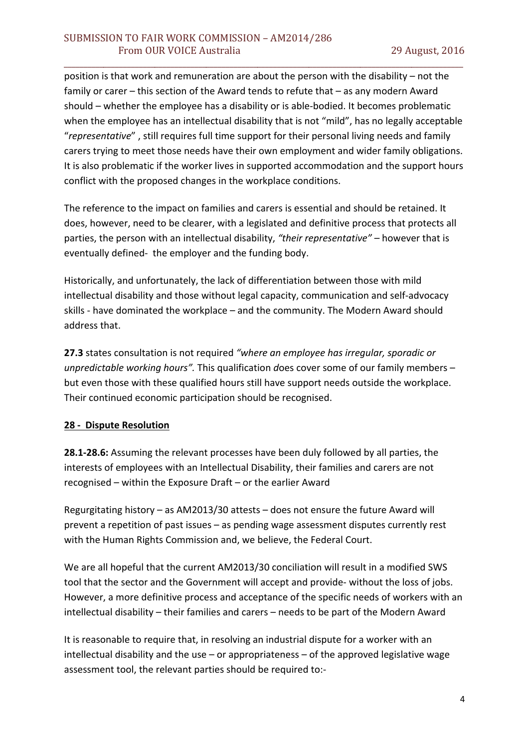position is that work and remuneration are about the person with the disability – not the family or carer – this section of the Award tends to refute that – as any modern Award should – whether the employee has a disability or is able-bodied. It becomes problematic when the employee has an intellectual disability that is not "mild", has no legally acceptable "*representative*" , still requires full time support for their personal living needs and family carers trying to meet those needs have their own employment and wider family obligations. It is also problematic if the worker lives in supported accommodation and the support hours conflict with the proposed changes in the workplace conditions.

The reference to the impact on families and carers is essential and should be retained. It does, however, need to be clearer, with a legislated and definitive process that protects all parties, the person with an intellectual disability, *"their representative"* – however that is eventually defined- the employer and the funding body.

Historically, and unfortunately, the lack of differentiation between those with mild intellectual disability and those without legal capacity, communication and self-advocacy skills - have dominated the workplace – and the community. The Modern Award should address that.

**27.3** states consultation is not required *"where an employee has irregular, sporadic or unpredictable working hours".* This qualification does cover some of our family members – but even those with these qualified hours still have support needs outside the workplace. Their continued economic participation should be recognised.

**<u>28 - Dispute Resolution</u>**

**28.1-28.6:** Assuming the relevant processes have been duly followed by all parties, the interests of employees with an Intellectual Disability, their families and carers are not recognised – within the Exposure Draft – or the earlier Award

Regurgitating history – as AM2013/30 attests – does not ensure the future Award will prevent a repetition of past issues – as pending wage assessment disputes currently rest with the Human Rights Commission and, we believe, the Federal Court.

We are all hopeful that the current AM2013/30 conciliation will result in a modified SWS tool that the sector and the Government will accept and provide- without the loss of jobs. However, a more definitive process and acceptance of the specific needs of workers with an intellectual disability – their families and carers – needs to be part of the Modern Award

It is reasonable to require that, in resolving an industrial dispute for a worker with an intellectual disability and the use – or appropriateness – of the approved legislative wage assessment tool, the relevant parties should be required to:-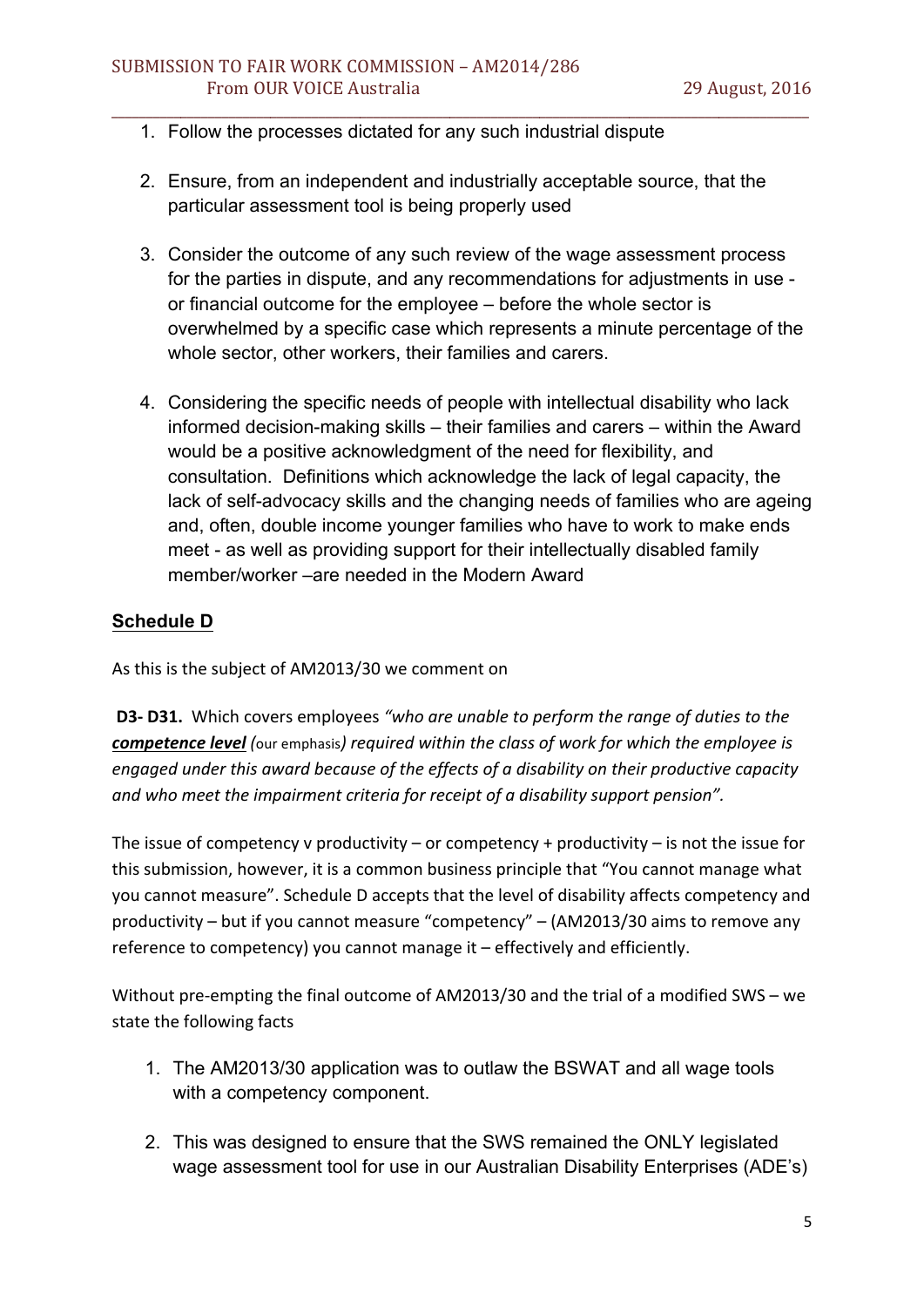1. Follow the processes dictated for any such industrial dispute

2. Ensure, from an independent and industrially acceptable source, that the particular assessment tool is being properly used

3. Consider the outcome of any such review of the wage assessment process for the parties in dispute, and any recommendations for adjustments in use - or financial outcome for the employee – before the whole sector is overwhelmed by a specific case which represents a minute percentage of the whole sector, other workers, their families and carers.

4. Considering the specific needs of people with intellectual disability who lack informed decision-making skills – their families and carers – within the Award would be a positive acknowledgment of the need for flexibility, and consultation. Definitions which acknowledge the lack of legal capacity, the lack of self-advocacy skills and the changing needs of families who are ageing and, often, double income younger families who have to work to make ends meet - as well as providing support for their intellectually disabled family member/worker –are needed in the Modern Award

## Schedule D

As this is the subject of AM2013/30 we comment on

**D3- D31.** Which covers employees *"who are unable to perform the range of duties to the* ***competence level*** *(*our emphasis*) required within the class of work for which the employee is engaged under this award because of the effects of a disability on their productive capacity and who meet the impairment criteria for receipt of a disability support pension".*

The issue of competency v productivity – or competency + productivity – is not the issue for this submission, however, it is a common business principle that "You cannot manage what you cannot measure". Schedule D accepts that the level of disability affects competency and productivity – but if you cannot measure "competency" – (AM2013/30 aims to remove any reference to competency) you cannot manage it – effectively and efficiently.

Without pre-empting the final outcome of AM2013/30 and the trial of a modified SWS – we state the following facts

1. The AM2013/30 application was to outlaw the BSWAT and all wage tools with a competency component.

2. This was designed to ensure that the SWS remained the ONLY legislated wage assessment tool for use in our Australian Disability Enterprises (ADE's)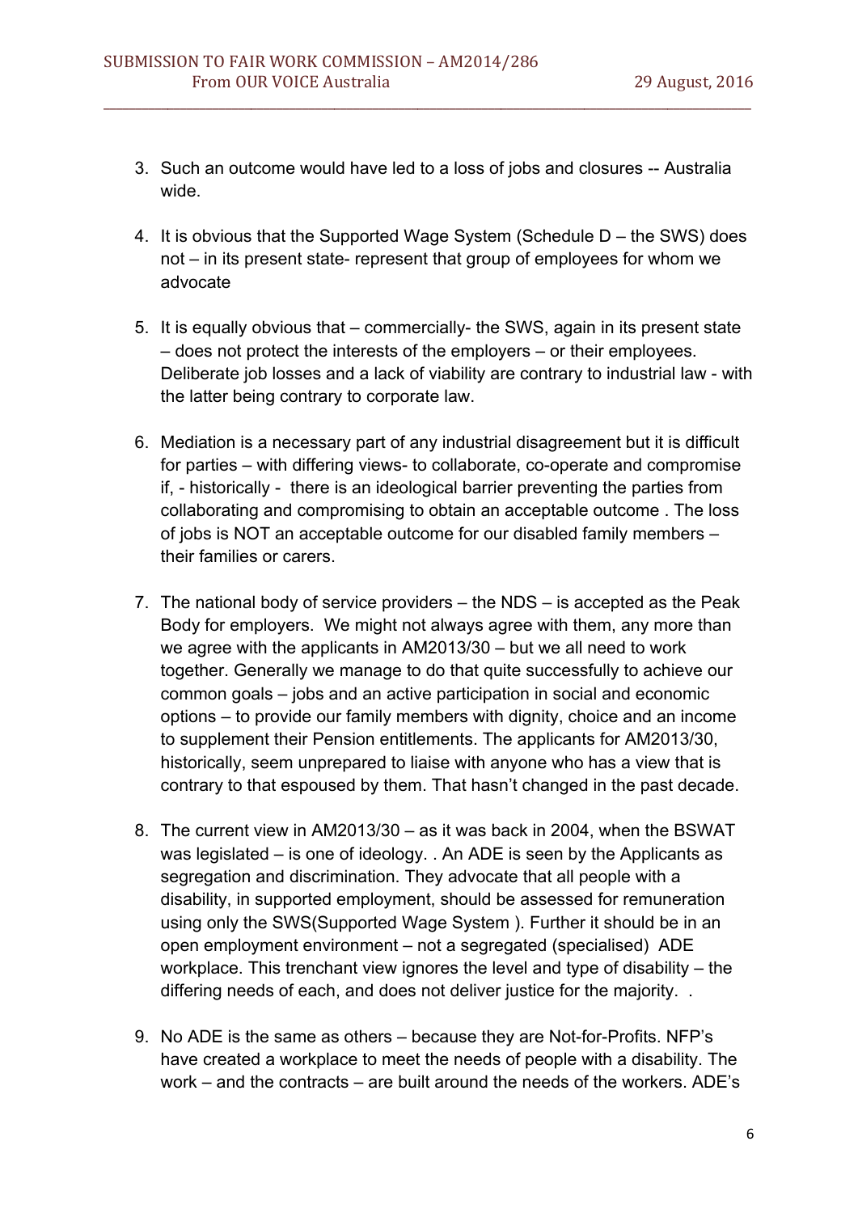3. Such an outcome would have led to a loss of jobs and closures -- Australia wide.

4. It is obvious that the Supported Wage System (Schedule D – the SWS) does not – in its present state- represent that group of employees for whom we advocate

5. It is equally obvious that – commercially- the SWS, again in its present state – does not protect the interests of the employers – or their employees. Deliberate job losses and a lack of viability are contrary to industrial law - with the latter being contrary to corporate law.

6. Mediation is a necessary part of any industrial disagreement but it is difficult for parties – with differing views- to collaborate, co-operate and compromise if, - historically - there is an ideological barrier preventing the parties from collaborating and compromising to obtain an acceptable outcome . The loss of jobs is NOT an acceptable outcome for our disabled family members – their families or carers.

7. The national body of service providers – the NDS – is accepted as the Peak Body for employers. We might not always agree with them, any more than we agree with the applicants in AM2013/30 – but we all need to work together. Generally we manage to do that quite successfully to achieve our common goals – jobs and an active participation in social and economic options – to provide our family members with dignity, choice and an income to supplement their Pension entitlements. The applicants for AM2013/30, historically, seem unprepared to liaise with anyone who has a view that is contrary to that espoused by them. That hasn't changed in the past decade.

8. The current view in AM2013/30 – as it was back in 2004, when the BSWAT was legislated – is one of ideology. . An ADE is seen by the Applicants as segregation and discrimination. They advocate that all people with a disability, in supported employment, should be assessed for remuneration using only the SWS(Supported Wage System ). Further it should be in an open employment environment – not a segregated (specialised) ADE workplace. This trenchant view ignores the level and type of disability – the differing needs of each, and does not deliver justice for the majority. .

9. No ADE is the same as others – because they are Not-for-Profits. NFP's have created a workplace to meet the needs of people with a disability. The work – and the contracts – are built around the needs of the workers. ADE's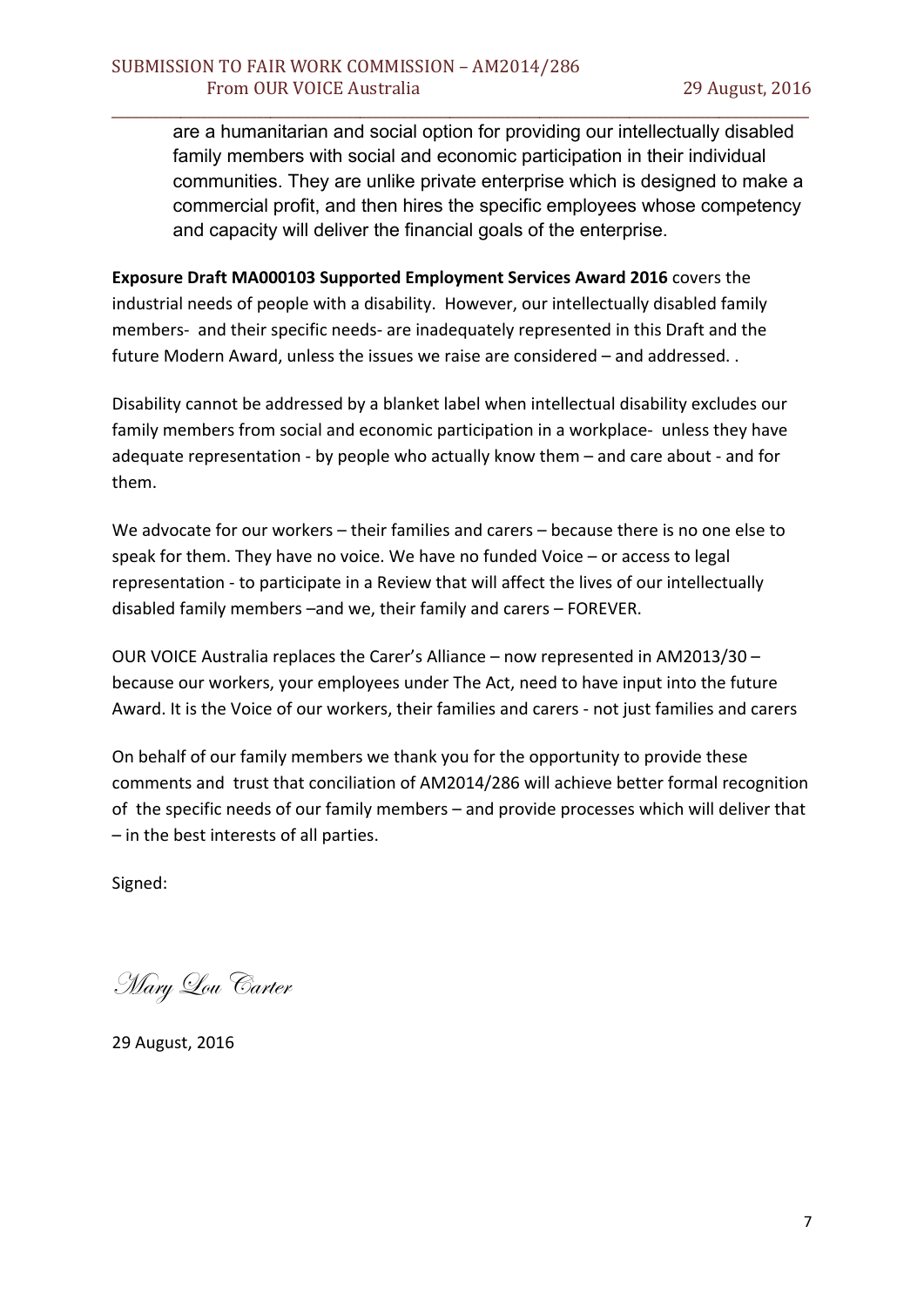are a humanitarian and social option for providing our intellectually disabled family members with social and economic participation in their individual communities. They are unlike private enterprise which is designed to make a commercial profit, and then hires the specific employees whose competency and capacity will deliver the financial goals of the enterprise.

**Exposure Draft MA000103 Supported Employment Services Award 2016** covers the industrial needs of people with a disability. However, our intellectually disabled family members- and their specific needs- are inadequately represented in this Draft and the future Modern Award, unless the issues we raise are considered – and addressed. .

Disability cannot be addressed by a blanket label when intellectual disability excludes our family members from social and economic participation in a workplace- unless they have adequate representation - by people who actually know them – and care about - and for them.

We advocate for our workers – their families and carers – because there is no one else to speak for them. They have no voice. We have no funded Voice – or access to legal representation - to participate in a Review that will affect the lives of our intellectually disabled family members –and we, their family and carers – FOREVER.

OUR VOICE Australia replaces the Carer's Alliance – now represented in AM2013/30 – because our workers, your employees under The Act, need to have input into the future Award. It is the Voice of our workers, their families and carers - not just families and carers

On behalf of our family members we thank you for the opportunity to provide these comments and trust that conciliation of AM2014/286 will achieve better formal recognition of the specific needs of our family members – and provide processes which will deliver that – in the best interests of all parties.

Signed:

*Mary Lou Carter*

29 August, 2016